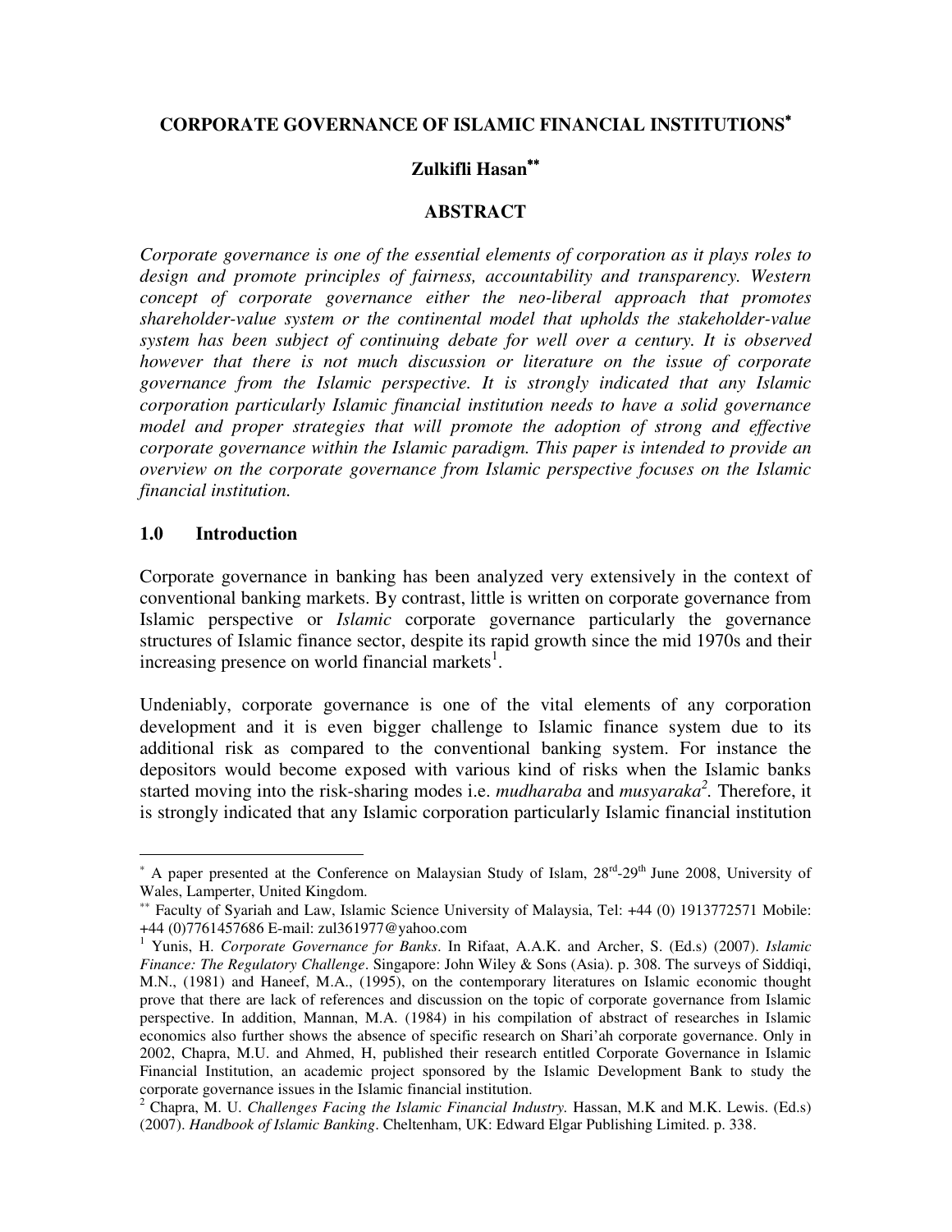# CORPORATE GOVERNANCE OF ISLAMIC FINANCIAL INSTITUTIONS[*]

**Zulkifli Hasan[**]**

## ABSTRACT

*Corporate governance is one of the essential elements of corporation as it plays roles to design and promote principles of fairness, accountability and transparency. Western concept of corporate governance either the neo-liberal approach that promotes shareholder-value system or the continental model that upholds the stakeholder-value system has been subject of continuing debate for well over a century. It is observed however that there is not much discussion or literature on the issue of corporate governance from the Islamic perspective. It is strongly indicated that any Islamic corporation particularly Islamic financial institution needs to have a solid governance model and proper strategies that will promote the adoption of strong and effective corporate governance within the Islamic paradigm. This paper is intended to provide an overview on the corporate governance from Islamic perspective focuses on the Islamic financial institution.*

## 1.0 Introduction

Corporate governance in banking has been analyzed very extensively in the context of conventional banking markets. By contrast, little is written on corporate governance from Islamic perspective or *Islamic* corporate governance particularly the governance structures of Islamic finance sector, despite its rapid growth since the mid 1970s and their increasing presence on world financial markets[1].

Undeniably, corporate governance is one of the vital elements of any corporation development and it is even bigger challenge to Islamic finance system due to its additional risk as compared to the conventional banking system. For instance the depositors would become exposed with various kind of risks when the Islamic banks started moving into the risk-sharing modes i.e. *mudharaba* and *musyaraka*[2]. Therefore, it is strongly indicated that any Islamic corporation particularly Islamic financial institution

---

[*] A paper presented at the Conference on Malaysian Study of Islam, 28rd-29th June 2008, University of Wales, Lamperter, United Kingdom.

[**] Faculty of Syariah and Law, Islamic Science University of Malaysia, Tel: +44 (0) 1913772571 Mobile: +44 (0)7761457686 E-mail: zul361977@yahoo.com

[1] Yunis, H. *Corporate Governance for Banks*. In Rifaat, A.A.K. and Archer, S. (Ed.s) (2007). *Islamic Finance: The Regulatory Challenge*. Singapore: John Wiley & Sons (Asia). p. 308. The surveys of Siddiqi, M.N., (1981) and Haneef, M.A., (1995), on the contemporary literatures on Islamic economic thought prove that there are lack of references and discussion on the topic of corporate governance from Islamic perspective. In addition, Mannan, M.A. (1984) in his compilation of abstract of researches in Islamic economics also further shows the absence of specific research on Shari'ah corporate governance. Only in 2002, Chapra, M.U. and Ahmed, H, published their research entitled Corporate Governance in Islamic Financial Institution, an academic project sponsored by the Islamic Development Bank to study the corporate governance issues in the Islamic financial institution.

[2] Chapra, M. U. *Challenges Facing the Islamic Financial Industry.* Hassan, M.K and M.K. Lewis. (Ed.s) (2007). *Handbook of Islamic Banking*. Cheltenham, UK: Edward Elgar Publishing Limited. p. 338.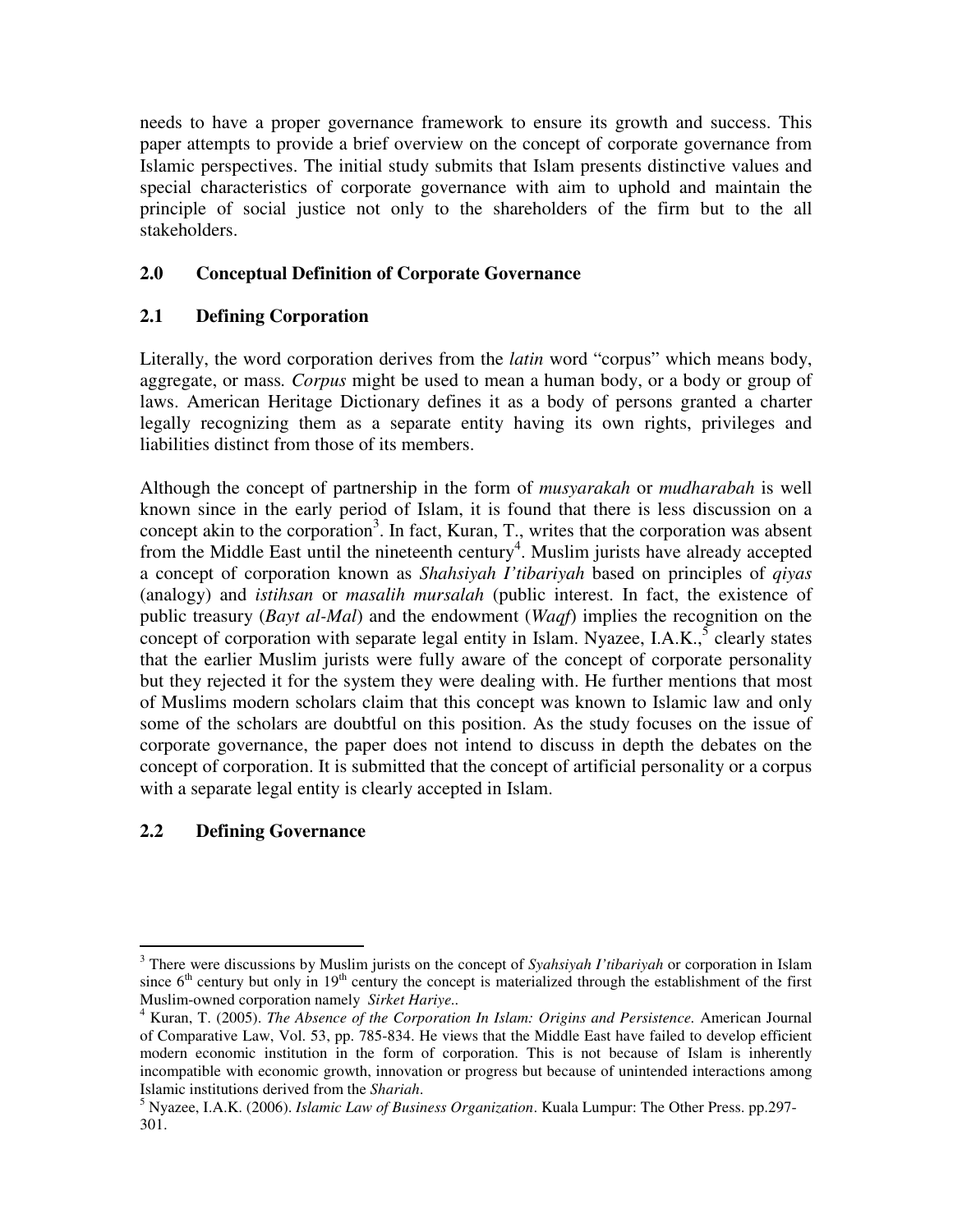needs to have a proper governance framework to ensure its growth and success. This paper attempts to provide a brief overview on the concept of corporate governance from Islamic perspectives. The initial study submits that Islam presents distinctive values and special characteristics of corporate governance with aim to uphold and maintain the principle of social justice not only to the shareholders of the firm but to the all stakeholders.

## 2.0 Conceptual Definition of Corporate Governance

### 2.1 Defining Corporation

Literally, the word corporation derives from the *latin* word "corpus" which means body, aggregate, or mass. *Corpus* might be used to mean a human body, or a body or group of laws. American Heritage Dictionary defines it as a body of persons granted a charter legally recognizing them as a separate entity having its own rights, privileges and liabilities distinct from those of its members.

Although the concept of partnership in the form of *musyarakah* or *mudharabah* is well known since in the early period of Islam, it is found that there is less discussion on a concept akin to the corporation[3]. In fact, Kuran, T., writes that the corporation was absent from the Middle East until the nineteenth century[4]. Muslim jurists have already accepted a concept of corporation known as *Shahsiyah I'tibariyah* based on principles of *qiyas* (analogy) and *istihsan* or *masalih mursalah* (public interest. In fact, the existence of public treasury (*Bayt al-Mal*) and the endowment (*Waqf*) implies the recognition on the concept of corporation with separate legal entity in Islam. Nyazee, I.A.K.,[5] clearly states that the earlier Muslim jurists were fully aware of the concept of corporate personality but they rejected it for the system they were dealing with. He further mentions that most of Muslims modern scholars claim that this concept was known to Islamic law and only some of the scholars are doubtful on this position. As the study focuses on the issue of corporate governance, the paper does not intend to discuss in depth the debates on the concept of corporation. It is submitted that the concept of artificial personality or a corpus with a separate legal entity is clearly accepted in Islam.

### 2.2 Defining Governance

---

[3] There were discussions by Muslim jurists on the concept of *Syahsiyah I'tibariyah* or corporation in Islam since 6th century but only in 19th century the concept is materialized through the establishment of the first Muslim-owned corporation namely *Sirket Hariye*..

[4] Kuran, T. (2005). *The Absence of the Corporation In Islam: Origins and Persistence.* American Journal of Comparative Law, Vol. 53, pp. 785-834. He views that the Middle East have failed to develop efficient modern economic institution in the form of corporation. This is not because of Islam is inherently incompatible with economic growth, innovation or progress but because of unintended interactions among Islamic institutions derived from the *Shariah*.

[5] Nyazee, I.A.K. (2006). *Islamic Law of Business Organization*. Kuala Lumpur: The Other Press. pp.297-301.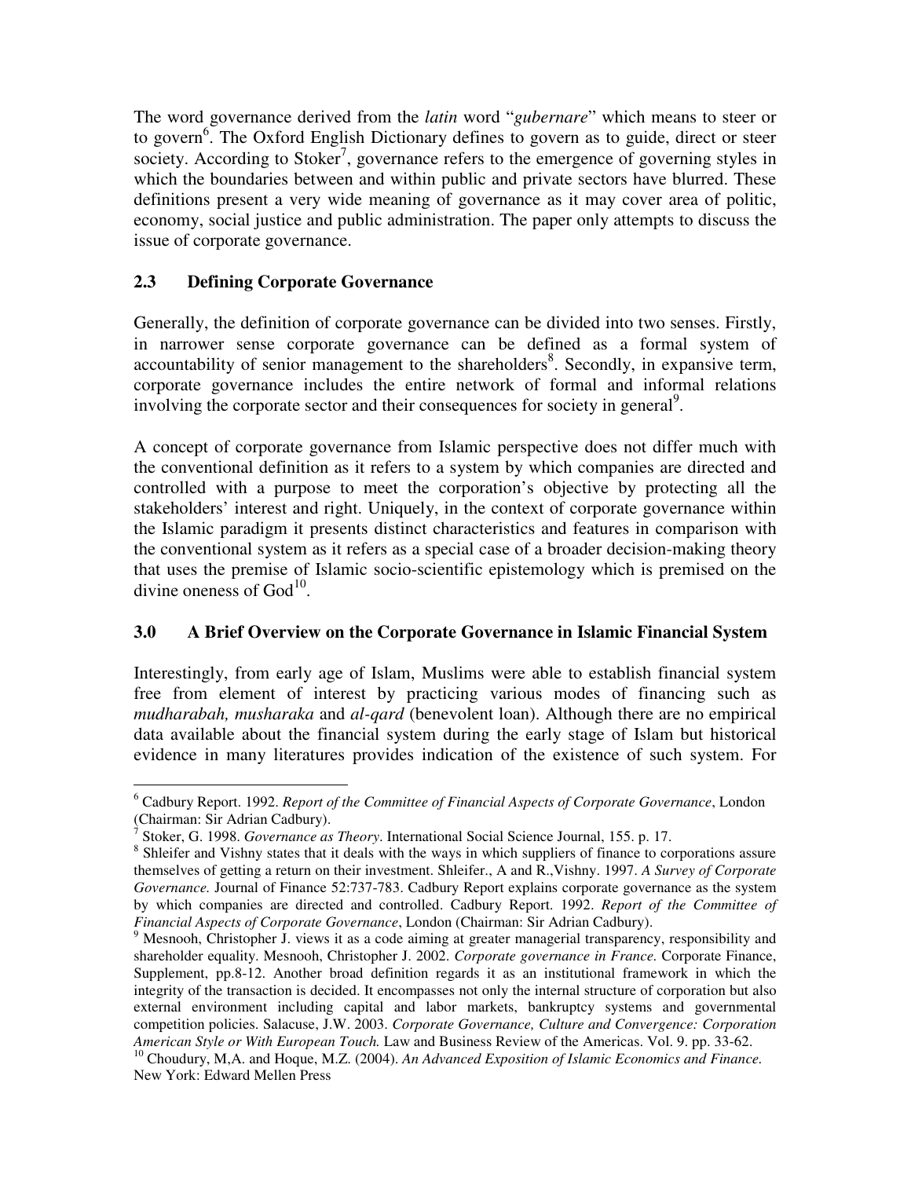The word governance derived from the *latin* word "*gubernare*" which means to steer or to govern[6]. The Oxford English Dictionary defines to govern as to guide, direct or steer society. According to Stoker[7], governance refers to the emergence of governing styles in which the boundaries between and within public and private sectors have blurred. These definitions present a very wide meaning of governance as it may cover area of politic, economy, social justice and public administration. The paper only attempts to discuss the issue of corporate governance.

### 2.3 Defining Corporate Governance

Generally, the definition of corporate governance can be divided into two senses. Firstly, in narrower sense corporate governance can be defined as a formal system of accountability of senior management to the shareholders[8]. Secondly, in expansive term, corporate governance includes the entire network of formal and informal relations involving the corporate sector and their consequences for society in general[9].

A concept of corporate governance from Islamic perspective does not differ much with the conventional definition as it refers to a system by which companies are directed and controlled with a purpose to meet the corporation's objective by protecting all the stakeholders' interest and right. Uniquely, in the context of corporate governance within the Islamic paradigm it presents distinct characteristics and features in comparison with the conventional system as it refers as a special case of a broader decision-making theory that uses the premise of Islamic socio-scientific epistemology which is premised on the divine oneness of God[10].

## 3.0 A Brief Overview on the Corporate Governance in Islamic Financial System

Interestingly, from early age of Islam, Muslims were able to establish financial system free from element of interest by practicing various modes of financing such as *mudharabah, musharaka* and *al-qard* (benevolent loan). Although there are no empirical data available about the financial system during the early stage of Islam but historical evidence in many literatures provides indication of the existence of such system. For

---

[6] Cadbury Report. 1992. *Report of the Committee of Financial Aspects of Corporate Governance*, London (Chairman: Sir Adrian Cadbury).

[7] Stoker, G. 1998. *Governance as Theory*. International Social Science Journal, 155. p. 17.

[8] Shleifer and Vishny states that it deals with the ways in which suppliers of finance to corporations assure themselves of getting a return on their investment. Shleifer., A and R.,Vishny. 1997. *A Survey of Corporate Governance.* Journal of Finance 52:737-783. Cadbury Report explains corporate governance as the system by which companies are directed and controlled. Cadbury Report. 1992. *Report of the Committee of Financial Aspects of Corporate Governance*, London (Chairman: Sir Adrian Cadbury).

[9] Mesnooh, Christopher J. views it as a code aiming at greater managerial transparency, responsibility and shareholder equality. Mesnooh, Christopher J. 2002. *Corporate governance in France.* Corporate Finance, Supplement, pp.8-12. Another broad definition regards it as an institutional framework in which the integrity of the transaction is decided. It encompasses not only the internal structure of corporation but also external environment including capital and labor markets, bankruptcy systems and governmental competition policies. Salacuse, J.W. 2003. *Corporate Governance, Culture and Convergence: Corporation American Style or With European Touch.* Law and Business Review of the Americas. Vol. 9. pp. 33-62.

[10] Choudury, M,A. and Hoque, M.Z. (2004). *An Advanced Exposition of Islamic Economics and Finance.* New York: Edward Mellen Press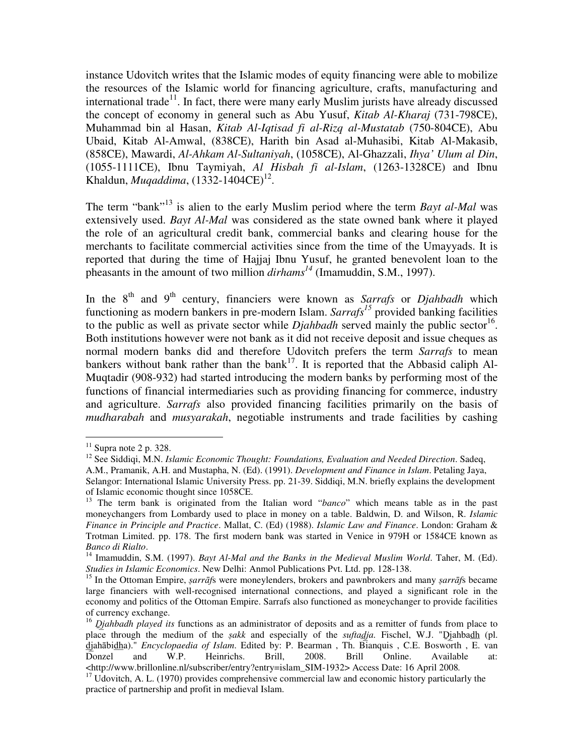instance Udovitch writes that the Islamic modes of equity financing were able to mobilize the resources of the Islamic world for financing agriculture, crafts, manufacturing and international trade[11]. In fact, there were many early Muslim jurists have already discussed the concept of economy in general such as Abu Yusuf, *Kitab Al-Kharaj* (731-798CE), Muhammad bin al Hasan, *Kitab Al-Iqtisad fi al-Rizq al-Mustatab* (750-804CE), Abu Ubaid, Kitab Al-Amwal, (838CE), Harith bin Asad al-Muhasibi, Kitab Al-Makasib, (858CE), Mawardi, *Al-Ahkam Al-Sultaniyah*, (1058CE), Al-Ghazzali, *Ihya' Ulum al Din*, (1055-1111CE), Ibnu Taymiyah, *Al Hisbah fi al-Islam*, (1263-1328CE) and Ibnu Khaldun, *Muqaddima*, (1332-1404CE)[12].

The term "bank"[13] is alien to the early Muslim period where the term *Bayt al-Mal* was extensively used. *Bayt Al-Mal* was considered as the state owned bank where it played the role of an agricultural credit bank, commercial banks and clearing house for the merchants to facilitate commercial activities since from the time of the Umayyads. It is reported that during the time of Hajjaj Ibnu Yusuf, he granted benevolent loan to the pheasants in the amount of two million *dirhams*[14] (Imamuddin, S.M., 1997).

In the 8[th] and 9[th] century, financiers were known as *Sarrafs* or *Djahbadh* which functioning as modern bankers in pre-modern Islam. *Sarrafs*[15] provided banking facilities to the public as well as private sector while *Djahbadh* served mainly the public sector[16]. Both institutions however were not bank as it did not receive deposit and issue cheques as normal modern banks did and therefore Udovitch prefers the term *Sarrafs* to mean bankers without bank rather than the bank[17]. It is reported that the Abbasid caliph Al-Muqtadir (908-932) had started introducing the modern banks by performing most of the functions of financial intermediaries such as providing financing for commerce, industry and agriculture. *Sarrafs* also provided financing facilities primarily on the basis of *mudharabah* and *musyarakah*, negotiable instruments and trade facilities by cashing

---

[11] Supra note 2 p. 328.

[12] See Siddiqi, M.N. *Islamic Economic Thought: Foundations, Evaluation and Needed Direction*. Sadeq, A.M., Pramanik, A.H. and Mustapha, N. (Ed). (1991). *Development and Finance in Islam*. Petaling Jaya, Selangor: International Islamic University Press. pp. 21-39. Siddiqi, M.N. briefly explains the development of Islamic economic thought since 1058CE.

[13] The term bank is originated from the Italian word "*banco*" which means table as in the past moneychangers from Lombardy used to place in money on a table. Baldwin, D. and Wilson, R. *Islamic Finance in Principle and Practice*. Mallat, C. (Ed) (1988). *Islamic Law and Finance*. London: Graham & Trotman Limited. pp. 178. The first modern bank was started in Venice in 979H or 1584CE known as *Banco di Rialto*.

[14] Imamuddin, S.M. (1997). *Bayt Al-Mal and the Banks in the Medieval Muslim World*. Taher, M. (Ed). *Studies in Islamic Economics*. New Delhi: Anmol Publications Pvt. Ltd. pp. 128-138.

[15] In the Ottoman Empire, *ṣarrāf*s were moneylenders, brokers and pawnbrokers and many *ṣarrāf*s became large financiers with well-recognised international connections, and played a significant role in the economy and politics of the Ottoman Empire. Sarrafs also functioned as moneychanger to provide facilities of currency exchange.

[16] *D̲jahbadh played its* functions as an administrator of deposits and as a remitter of funds from place to place through the medium of the *ṣakk* and especially of the *suftad̲ja*. Fischel, W.J. "D̲jahbad̲h̲ (pl. d̲jahābid̲h̲a)." *Encyclopaedia of Islam*. Edited by: P. Bearman , Th. Bianquis , C.E. Bosworth , E. van Donzel and W.P. Heinrichs. Brill, 2008. Brill Online. Available at: <http://www.brillonline.nl/subscriber/entry?entry=islam_SIM-1932> Access Date: 16 April 2008.

[17] Udovitch, A. L. (1970) provides comprehensive commercial law and economic history particularly the practice of partnership and profit in medieval Islam.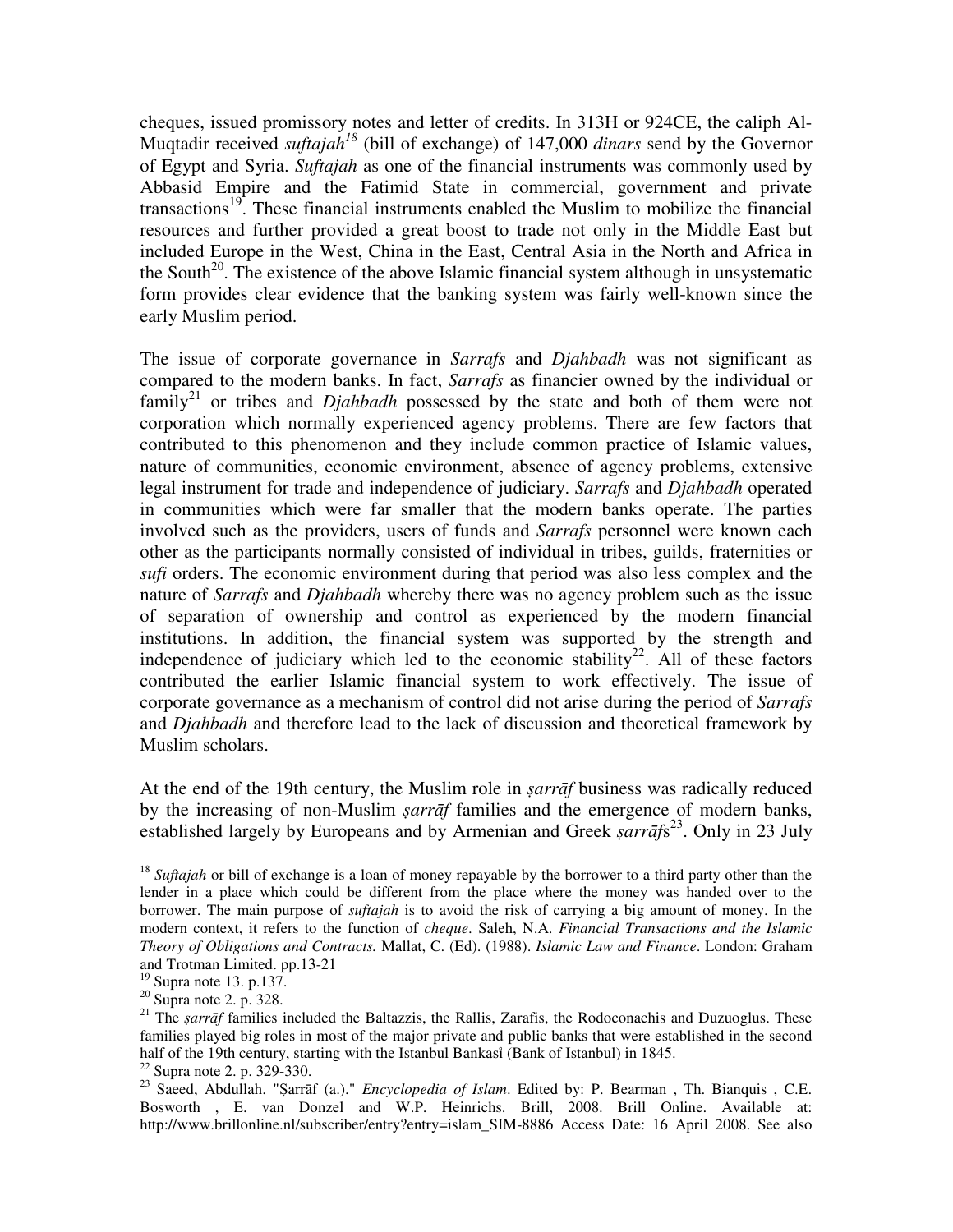cheques, issued promissory notes and letter of credits. In 313H or 924CE, the caliph Al-Muqtadir received *suftajah*[18] (bill of exchange) of 147,000 *dinars* send by the Governor of Egypt and Syria. *Suftajah* as one of the financial instruments was commonly used by Abbasid Empire and the Fatimid State in commercial, government and private transactions[19]. These financial instruments enabled the Muslim to mobilize the financial resources and further provided a great boost to trade not only in the Middle East but included Europe in the West, China in the East, Central Asia in the North and Africa in the South[20]. The existence of the above Islamic financial system although in unsystematic form provides clear evidence that the banking system was fairly well-known since the early Muslim period.

The issue of corporate governance in *Sarrafs* and *Djahbadh* was not significant as compared to the modern banks. In fact, *Sarrafs* as financier owned by the individual or family[21] or tribes and *Djahbadh* possessed by the state and both of them were not corporation which normally experienced agency problems. There are few factors that contributed to this phenomenon and they include common practice of Islamic values, nature of communities, economic environment, absence of agency problems, extensive legal instrument for trade and independence of judiciary. *Sarrafs* and *Djahbadh* operated in communities which were far smaller that the modern banks operate. The parties involved such as the providers, users of funds and *Sarrafs* personnel were known each other as the participants normally consisted of individual in tribes, guilds, fraternities or *sufi* orders. The economic environment during that period was also less complex and the nature of *Sarrafs* and *Djahbadh* whereby there was no agency problem such as the issue of separation of ownership and control as experienced by the modern financial institutions. In addition, the financial system was supported by the strength and independence of judiciary which led to the economic stability[22]. All of these factors contributed the earlier Islamic financial system to work effectively. The issue of corporate governance as a mechanism of control did not arise during the period of *Sarrafs* and *Djahbadh* and therefore lead to the lack of discussion and theoretical framework by Muslim scholars.

At the end of the 19th century, the Muslim role in *ṣarrāf* business was radically reduced by the increasing of non-Muslim *ṣarrāf* families and the emergence of modern banks, established largely by Europeans and by Armenian and Greek *ṣarrāf*s[23]. Only in 23 July

---

[18] *Suftajah* or bill of exchange is a loan of money repayable by the borrower to a third party other than the lender in a place which could be different from the place where the money was handed over to the borrower. The main purpose of *suftajah* is to avoid the risk of carrying a big amount of money. In the modern context, it refers to the function of *cheque*. Saleh, N.A. *Financial Transactions and the Islamic Theory of Obligations and Contracts.* Mallat, C. (Ed). (1988). *Islamic Law and Finance*. London: Graham and Trotman Limited. pp.13-21

[19] Supra note 13. p.137.

[20] Supra note 2. p. 328.

[21] The *ṣarrāf* families included the Baltazzis, the Rallis, Zarafis, the Rodoconachis and Duzuoglus. These families played big roles in most of the major private and public banks that were established in the second half of the 19th century, starting with the Istanbul Bankasî (Bank of Istanbul) in 1845.

[22] Supra note 2. p. 329-330.

[23] Saeed, Abdullah. "Ṣarrāf (a.)." *Encyclopedia of Islam*. Edited by: P. Bearman , Th. Bianquis , C.E. Bosworth , E. van Donzel and W.P. Heinrichs. Brill, 2008. Brill Online. Available at: http://www.brillonline.nl/subscriber/entry?entry=islam_SIM-8886 Access Date: 16 April 2008. See also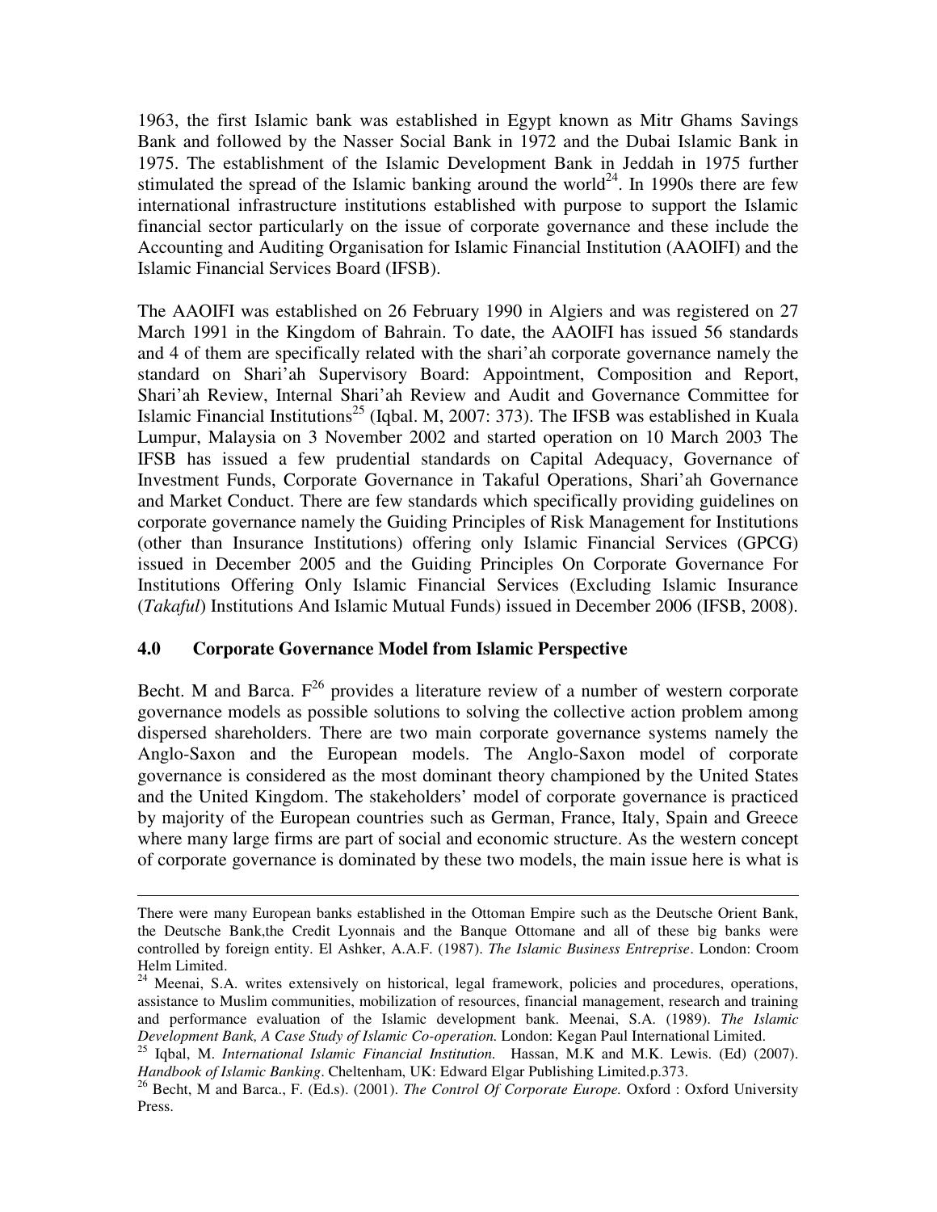1963, the first Islamic bank was established in Egypt known as Mitr Ghams Savings Bank and followed by the Nasser Social Bank in 1972 and the Dubai Islamic Bank in 1975. The establishment of the Islamic Development Bank in Jeddah in 1975 further stimulated the spread of the Islamic banking around the world[24]. In 1990s there are few international infrastructure institutions established with purpose to support the Islamic financial sector particularly on the issue of corporate governance and these include the Accounting and Auditing Organisation for Islamic Financial Institution (AAOIFI) and the Islamic Financial Services Board (IFSB).

The AAOIFI was established on 26 February 1990 in Algiers and was registered on 27 March 1991 in the Kingdom of Bahrain. To date, the AAOIFI has issued 56 standards and 4 of them are specifically related with the shari'ah corporate governance namely the standard on Shari'ah Supervisory Board: Appointment, Composition and Report, Shari'ah Review, Internal Shari'ah Review and Audit and Governance Committee for Islamic Financial Institutions[25] (Iqbal. M, 2007: 373). The IFSB was established in Kuala Lumpur, Malaysia on 3 November 2002 and started operation on 10 March 2003 The IFSB has issued a few prudential standards on Capital Adequacy, Governance of Investment Funds, Corporate Governance in Takaful Operations, Shari'ah Governance and Market Conduct. There are few standards which specifically providing guidelines on corporate governance namely the Guiding Principles of Risk Management for Institutions (other than Insurance Institutions) offering only Islamic Financial Services (GPCG) issued in December 2005 and the Guiding Principles On Corporate Governance For Institutions Offering Only Islamic Financial Services (Excluding Islamic Insurance (*Takaful*) Institutions And Islamic Mutual Funds) issued in December 2006 (IFSB, 2008).

## 4.0 Corporate Governance Model from Islamic Perspective

Becht. M and Barca. F[26] provides a literature review of a number of western corporate governance models as possible solutions to solving the collective action problem among dispersed shareholders. There are two main corporate governance systems namely the Anglo-Saxon and the European models. The Anglo-Saxon model of corporate governance is considered as the most dominant theory championed by the United States and the United Kingdom. The stakeholders' model of corporate governance is practiced by majority of the European countries such as German, France, Italy, Spain and Greece where many large firms are part of social and economic structure. As the western concept of corporate governance is dominated by these two models, the main issue here is what is

---

There were many European banks established in the Ottoman Empire such as the Deutsche Orient Bank, the Deutsche Bank,the Credit Lyonnais and the Banque Ottomane and all of these big banks were controlled by foreign entity. El Ashker, A.A.F. (1987). *The Islamic Business Entreprise*. London: Croom Helm Limited.

[24] Meenai, S.A. writes extensively on historical, legal framework, policies and procedures, operations, assistance to Muslim communities, mobilization of resources, financial management, research and training and performance evaluation of the Islamic development bank. Meenai, S.A. (1989). *The Islamic Development Bank, A Case Study of Islamic Co-operation.* London: Kegan Paul International Limited.

[25] Iqbal, M. *International Islamic Financial Institution.* Hassan, M.K and M.K. Lewis. (Ed) (2007). *Handbook of Islamic Banking*. Cheltenham, UK: Edward Elgar Publishing Limited.p.373.

[26] Becht, M and Barca., F. (Ed.s). (2001). *The Control Of Corporate Europe.* Oxford : Oxford University Press.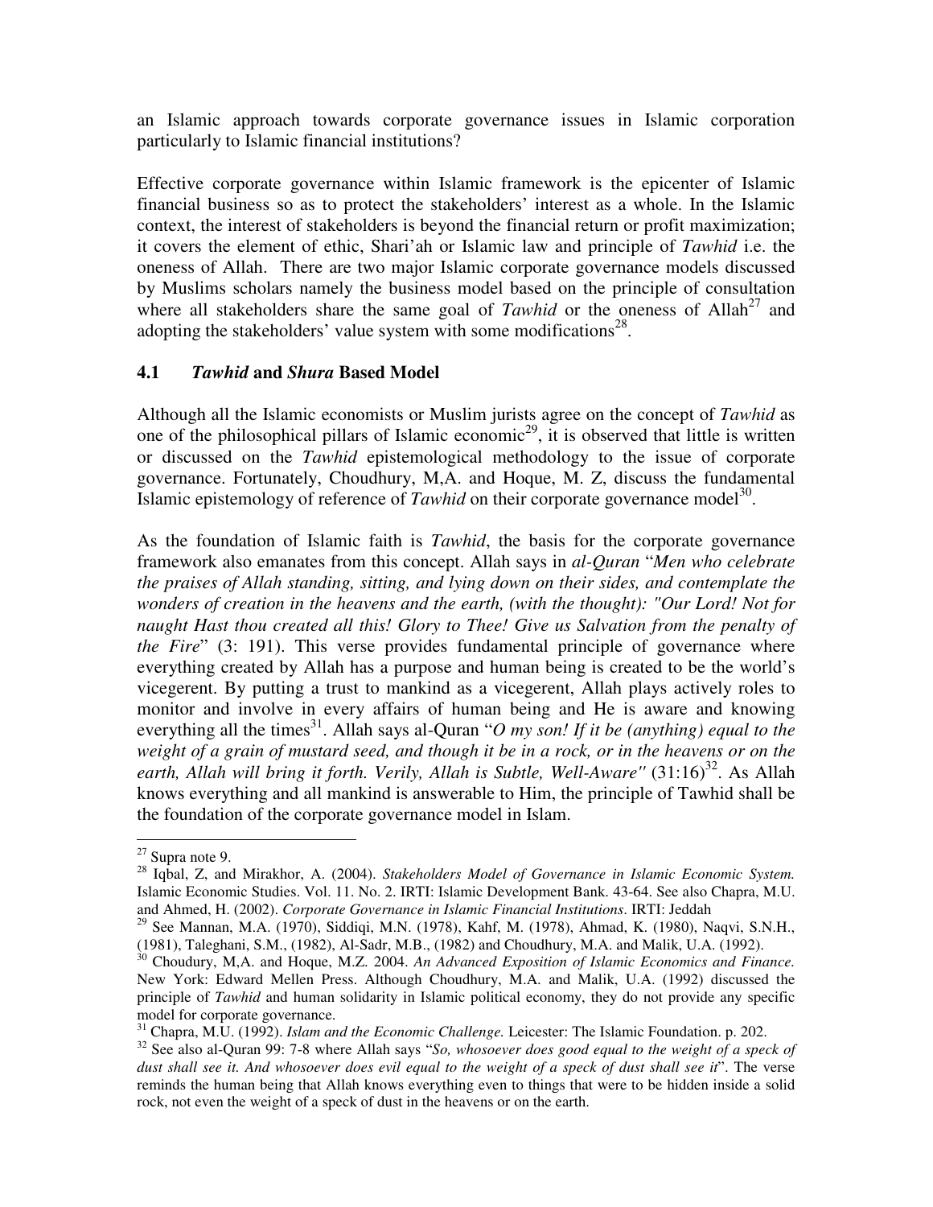an Islamic approach towards corporate governance issues in Islamic corporation particularly to Islamic financial institutions?

Effective corporate governance within Islamic framework is the epicenter of Islamic financial business so as to protect the stakeholders' interest as a whole. In the Islamic context, the interest of stakeholders is beyond the financial return or profit maximization; it covers the element of ethic, Shari'ah or Islamic law and principle of *Tawhid* i.e. the oneness of Allah. There are two major Islamic corporate governance models discussed by Muslims scholars namely the business model based on the principle of consultation where all stakeholders share the same goal of *Tawhid* or the oneness of Allah[27] and adopting the stakeholders' value system with some modifications[28].

### 4.1 *Tawhid* and *Shura* Based Model

Although all the Islamic economists or Muslim jurists agree on the concept of *Tawhid* as one of the philosophical pillars of Islamic economic[29], it is observed that little is written or discussed on the *Tawhid* epistemological methodology to the issue of corporate governance. Fortunately, Choudhury, M,A. and Hoque, M. Z, discuss the fundamental Islamic epistemology of reference of *Tawhid* on their corporate governance model[30].

As the foundation of Islamic faith is *Tawhid*, the basis for the corporate governance framework also emanates from this concept. Allah says in *al-Quran* "*Men who celebrate the praises of Allah standing, sitting, and lying down on their sides, and contemplate the wonders of creation in the heavens and the earth, (with the thought): "Our Lord! Not for naught Hast thou created all this! Glory to Thee! Give us Salvation from the penalty of the Fire*" (3: 191). This verse provides fundamental principle of governance where everything created by Allah has a purpose and human being is created to be the world's vicegerent. By putting a trust to mankind as a vicegerent, Allah plays actively roles to monitor and involve in every affairs of human being and He is aware and knowing everything all the times[31]. Allah says al-Quran "*O my son! If it be (anything) equal to the weight of a grain of mustard seed, and though it be in a rock, or in the heavens or on the earth, Allah will bring it forth. Verily, Allah is Subtle, Well-Aware"* (31:16)[32]. As Allah knows everything and all mankind is answerable to Him, the principle of Tawhid shall be the foundation of the corporate governance model in Islam.

---

[27] Supra note 9.

[28] Iqbal, Z, and Mirakhor, A. (2004). *Stakeholders Model of Governance in Islamic Economic System.* Islamic Economic Studies. Vol. 11. No. 2. IRTI: Islamic Development Bank. 43-64. See also Chapra, M.U. and Ahmed, H. (2002). *Corporate Governance in Islamic Financial Institutions*. IRTI: Jeddah

[29] See Mannan, M.A. (1970), Siddiqi, M.N. (1978), Kahf, M. (1978), Ahmad, K. (1980), Naqvi, S.N.H., (1981), Taleghani, S.M., (1982), Al-Sadr, M.B., (1982) and Choudhury, M.A. and Malik, U.A. (1992).

[30] Choudury, M,A. and Hoque, M.Z. 2004. *An Advanced Exposition of Islamic Economics and Finance.* New York: Edward Mellen Press. Although Choudhury, M.A. and Malik, U.A. (1992) discussed the principle of *Tawhid* and human solidarity in Islamic political economy, they do not provide any specific model for corporate governance.

[31] Chapra, M.U. (1992). *Islam and the Economic Challenge.* Leicester: The Islamic Foundation. p. 202.

[32] See also al-Quran 99: 7-8 where Allah says "*So, whosoever does good equal to the weight of a speck of dust shall see it. And whosoever does evil equal to the weight of a speck of dust shall see it*". The verse reminds the human being that Allah knows everything even to things that were to be hidden inside a solid rock, not even the weight of a speck of dust in the heavens or on the earth.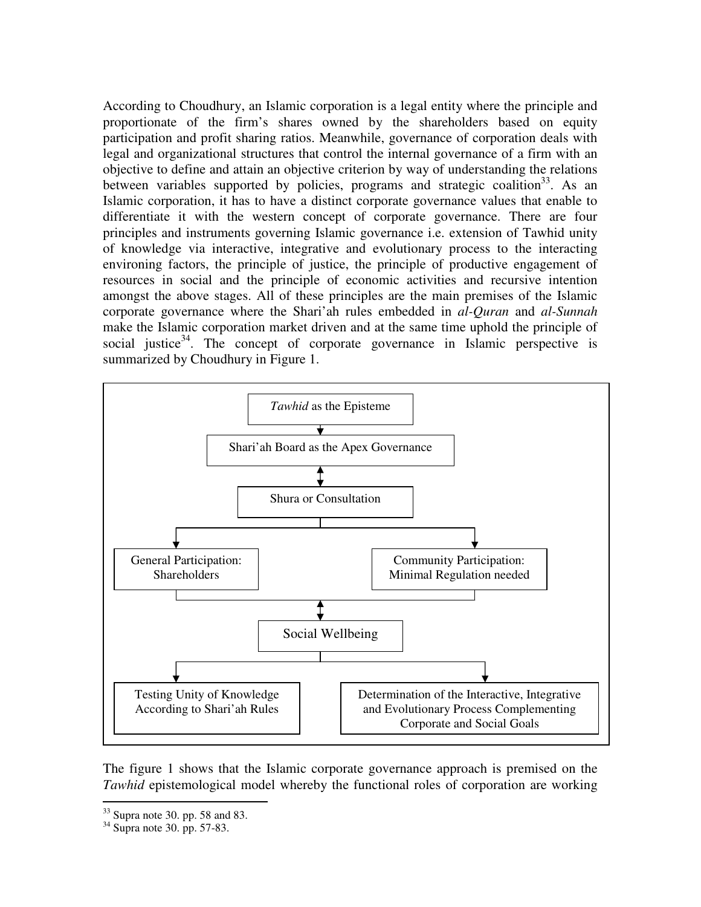According to Choudhury, an Islamic corporation is a legal entity where the principle and proportionate of the firm's shares owned by the shareholders based on equity participation and profit sharing ratios. Meanwhile, governance of corporation deals with legal and organizational structures that control the internal governance of a firm with an objective to define and attain an objective criterion by way of understanding the relations between variables supported by policies, programs and strategic coalition[33]. As an Islamic corporation, it has to have a distinct corporate governance values that enable to differentiate it with the western concept of corporate governance. There are four principles and instruments governing Islamic governance i.e. extension of Tawhid unity of knowledge via interactive, integrative and evolutionary process to the interacting environing factors, the principle of justice, the principle of productive engagement of resources in social and the principle of economic activities and recursive intention amongst the above stages. All of these principles are the main premises of the Islamic corporate governance where the Shari'ah rules embedded in *al-Quran* and *al-Sunnah* make the Islamic corporation market driven and at the same time uphold the principle of social justice[34]. The concept of corporate governance in Islamic perspective is summarized by Choudhury in Figure 1.

*Tawhid* as the Episteme

↓

Shari'ah Board as the Apex Governance

↕

Shura or Consultation

↓ ↓

General Participation: Shareholders | Community Participation: Minimal Regulation needed

↕

Social Wellbeing

↓ ↓

Testing Unity of Knowledge According to Shari'ah Rules | Determination of the Interactive, Integrative and Evolutionary Process Complementing Corporate and Social Goals

The figure 1 shows that the Islamic corporate governance approach is premised on the *Tawhid* epistemological model whereby the functional roles of corporation are working

[33] Supra note 30. pp. 58 and 83.
[34] Supra note 30. pp. 57-83.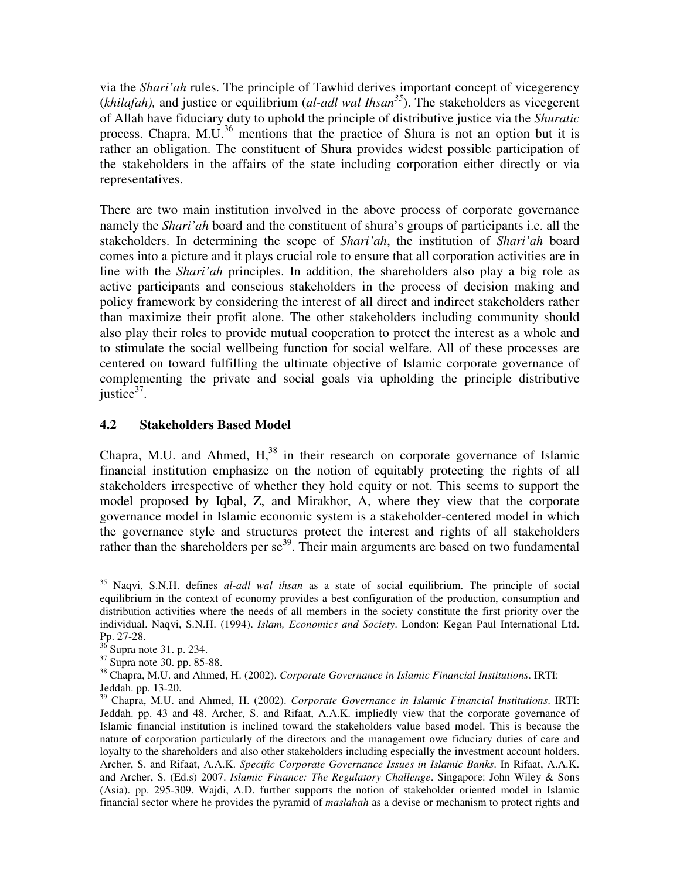via the *Shari'ah* rules. The principle of Tawhid derives important concept of vicegerency (*khilafah),* and justice or equilibrium (*al-adl wal Ihsan*[35]). The stakeholders as vicegerent of Allah have fiduciary duty to uphold the principle of distributive justice via the *Shuratic* process. Chapra, M.U.[36] mentions that the practice of Shura is not an option but it is rather an obligation. The constituent of Shura provides widest possible participation of the stakeholders in the affairs of the state including corporation either directly or via representatives.

There are two main institution involved in the above process of corporate governance namely the *Shari'ah* board and the constituent of shura's groups of participants i.e. all the stakeholders. In determining the scope of *Shari'ah*, the institution of *Shari'ah* board comes into a picture and it plays crucial role to ensure that all corporation activities are in line with the *Shari'ah* principles. In addition, the shareholders also play a big role as active participants and conscious stakeholders in the process of decision making and policy framework by considering the interest of all direct and indirect stakeholders rather than maximize their profit alone. The other stakeholders including community should also play their roles to provide mutual cooperation to protect the interest as a whole and to stimulate the social wellbeing function for social welfare. All of these processes are centered on toward fulfilling the ultimate objective of Islamic corporate governance of complementing the private and social goals via upholding the principle distributive justice[37].

## 4.2 Stakeholders Based Model

Chapra, M.U. and Ahmed, H,[38] in their research on corporate governance of Islamic financial institution emphasize on the notion of equitably protecting the rights of all stakeholders irrespective of whether they hold equity or not. This seems to support the model proposed by Iqbal, Z, and Mirakhor, A, where they view that the corporate governance model in Islamic economic system is a stakeholder-centered model in which the governance style and structures protect the interest and rights of all stakeholders rather than the shareholders per se[39]. Their main arguments are based on two fundamental

---

[35] Naqvi, S.N.H. defines *al-adl wal ihsan* as a state of social equilibrium. The principle of social equilibrium in the context of economy provides a best configuration of the production, consumption and distribution activities where the needs of all members in the society constitute the first priority over the individual. Naqvi, S.N.H. (1994). *Islam, Economics and Society*. London: Kegan Paul International Ltd. Pp. 27-28.

[36] Supra note 31. p. 234.

[37] Supra note 30. pp. 85-88.

[38] Chapra, M.U. and Ahmed, H. (2002). *Corporate Governance in Islamic Financial Institutions*. IRTI: Jeddah. pp. 13-20.

[39] Chapra, M.U. and Ahmed, H. (2002). *Corporate Governance in Islamic Financial Institutions*. IRTI: Jeddah. pp. 43 and 48. Archer, S. and Rifaat, A.A.K. impliedly view that the corporate governance of Islamic financial institution is inclined toward the stakeholders value based model. This is because the nature of corporation particularly of the directors and the management owe fiduciary duties of care and loyalty to the shareholders and also other stakeholders including especially the investment account holders. Archer, S. and Rifaat, A.A.K. *Specific Corporate Governance Issues in Islamic Banks*. In Rifaat, A.A.K. and Archer, S. (Ed.s) 2007. *Islamic Finance: The Regulatory Challenge*. Singapore: John Wiley & Sons (Asia). pp. 295-309. Wajdi, A.D. further supports the notion of stakeholder oriented model in Islamic financial sector where he provides the pyramid of *maslahah* as a devise or mechanism to protect rights and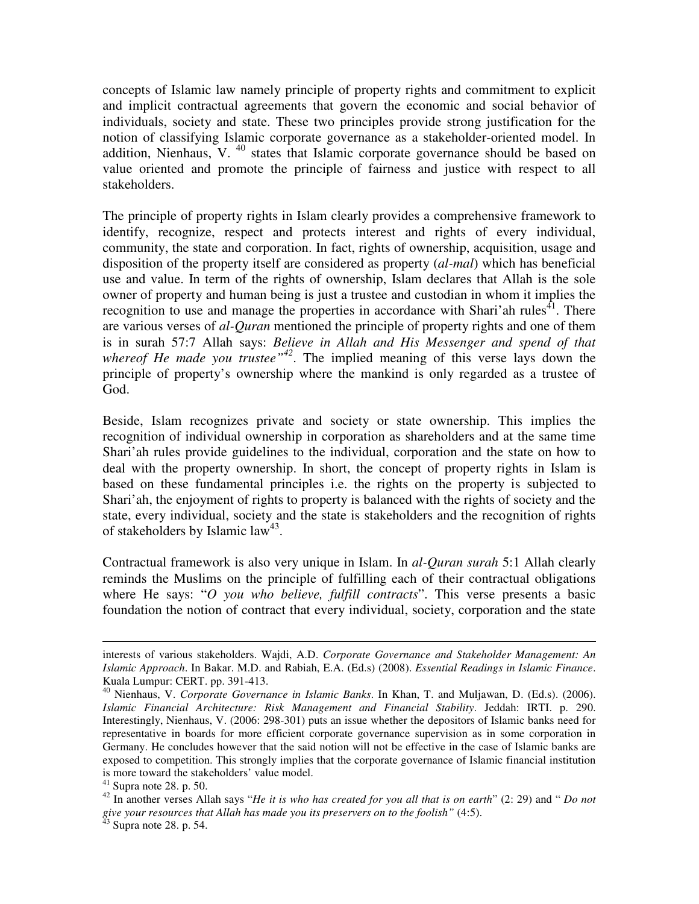concepts of Islamic law namely principle of property rights and commitment to explicit and implicit contractual agreements that govern the economic and social behavior of individuals, society and state. These two principles provide strong justification for the notion of classifying Islamic corporate governance as a stakeholder-oriented model. In addition, Nienhaus, V. [40] states that Islamic corporate governance should be based on value oriented and promote the principle of fairness and justice with respect to all stakeholders.

The principle of property rights in Islam clearly provides a comprehensive framework to identify, recognize, respect and protects interest and rights of every individual, community, the state and corporation. In fact, rights of ownership, acquisition, usage and disposition of the property itself are considered as property (*al-mal*) which has beneficial use and value. In term of the rights of ownership, Islam declares that Allah is the sole owner of property and human being is just a trustee and custodian in whom it implies the recognition to use and manage the properties in accordance with Shari'ah rules[41]. There are various verses of *al-Quran* mentioned the principle of property rights and one of them is in surah 57:7 Allah says: *Believe in Allah and His Messenger and spend of that whereof He made you trustee"*[42]. The implied meaning of this verse lays down the principle of property's ownership where the mankind is only regarded as a trustee of God.

Beside, Islam recognizes private and society or state ownership. This implies the recognition of individual ownership in corporation as shareholders and at the same time Shari'ah rules provide guidelines to the individual, corporation and the state on how to deal with the property ownership. In short, the concept of property rights in Islam is based on these fundamental principles i.e. the rights on the property is subjected to Shari'ah, the enjoyment of rights to property is balanced with the rights of society and the state, every individual, society and the state is stakeholders and the recognition of rights of stakeholders by Islamic law[43].

Contractual framework is also very unique in Islam. In *al-Quran surah* 5:1 Allah clearly reminds the Muslims on the principle of fulfilling each of their contractual obligations where He says: "*O you who believe, fulfill contracts*". This verse presents a basic foundation the notion of contract that every individual, society, corporation and the state

---

interests of various stakeholders. Wajdi, A.D. *Corporate Governance and Stakeholder Management: An Islamic Approach*. In Bakar. M.D. and Rabiah, E.A. (Ed.s) (2008). *Essential Readings in Islamic Finance*. Kuala Lumpur: CERT. pp. 391-413.

[40] Nienhaus, V. *Corporate Governance in Islamic Banks*. In Khan, T. and Muljawan, D. (Ed.s). (2006). *Islamic Financial Architecture: Risk Management and Financial Stability*. Jeddah: IRTI. p. 290. Interestingly, Nienhaus, V. (2006: 298-301) puts an issue whether the depositors of Islamic banks need for representative in boards for more efficient corporate governance supervision as in some corporation in Germany. He concludes however that the said notion will not be effective in the case of Islamic banks are exposed to competition. This strongly implies that the corporate governance of Islamic financial institution is more toward the stakeholders' value model.

[41] Supra note 28. p. 50.

[42] In another verses Allah says "*He it is who has created for you all that is on earth*" (2: 29) and " *Do not give your resources that Allah has made you its preservers on to the foolish"* (4:5).

[43] Supra note 28. p. 54.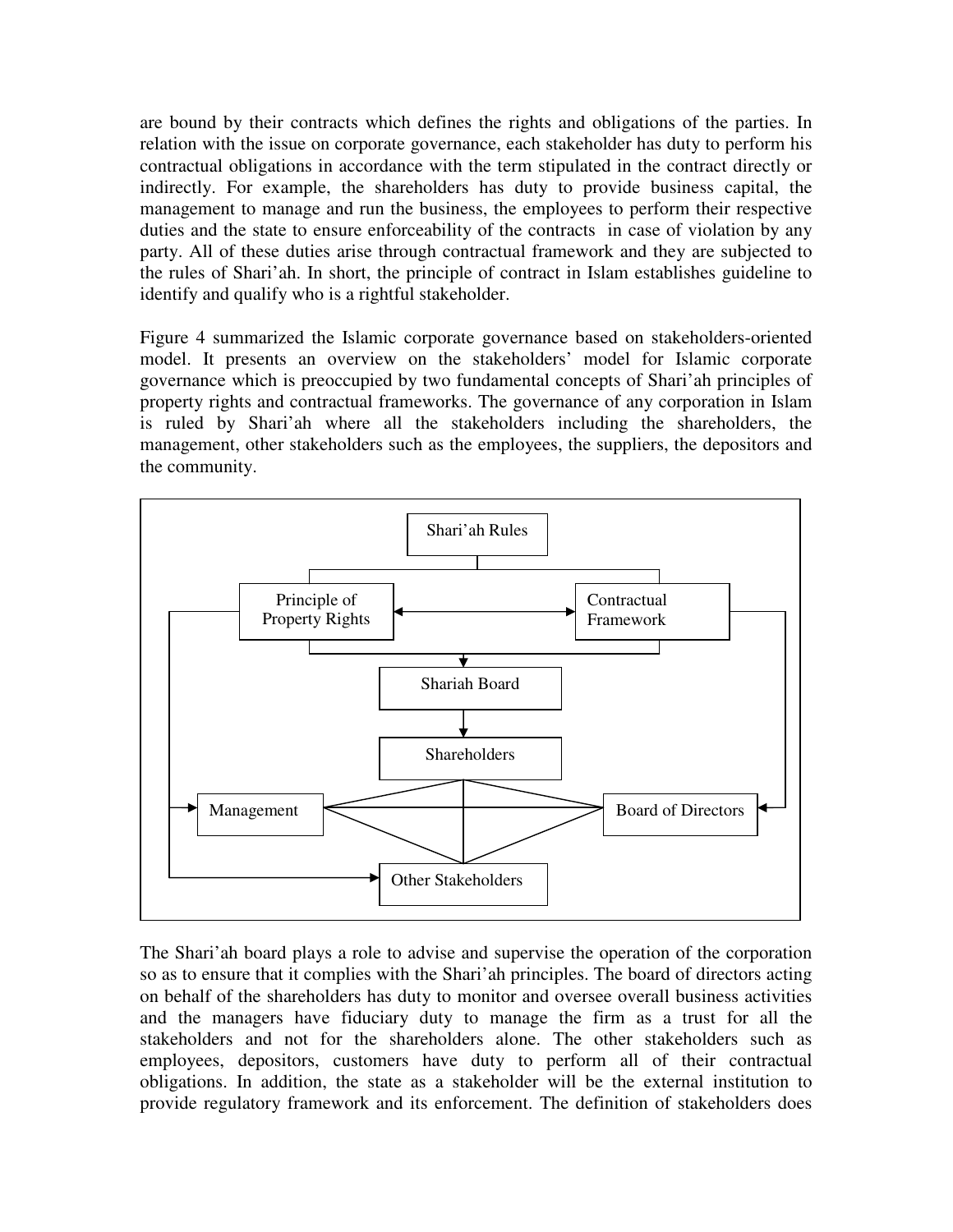are bound by their contracts which defines the rights and obligations of the parties. In relation with the issue on corporate governance, each stakeholder has duty to perform his contractual obligations in accordance with the term stipulated in the contract directly or indirectly. For example, the shareholders has duty to provide business capital, the management to manage and run the business, the employees to perform their respective duties and the state to ensure enforceability of the contracts in case of violation by any party. All of these duties arise through contractual framework and they are subjected to the rules of Shari'ah. In short, the principle of contract in Islam establishes guideline to identify and qualify who is a rightful stakeholder.

Figure 4 summarized the Islamic corporate governance based on stakeholders-oriented model. It presents an overview on the stakeholders' model for Islamic corporate governance which is preoccupied by two fundamental concepts of Shari'ah principles of property rights and contractual frameworks. The governance of any corporation in Islam is ruled by Shari'ah where all the stakeholders including the shareholders, the management, other stakeholders such as the employees, the suppliers, the depositors and the community.

Shari'ah Rules

Principle of Property Rights ↔ Contractual Framework

Shariah Board

Shareholders

Management — Board of Directors

Other Stakeholders

The Shari'ah board plays a role to advise and supervise the operation of the corporation so as to ensure that it complies with the Shari'ah principles. The board of directors acting on behalf of the shareholders has duty to monitor and oversee overall business activities and the managers have fiduciary duty to manage the firm as a trust for all the stakeholders and not for the shareholders alone. The other stakeholders such as employees, depositors, customers have duty to perform all of their contractual obligations. In addition, the state as a stakeholder will be the external institution to provide regulatory framework and its enforcement. The definition of stakeholders does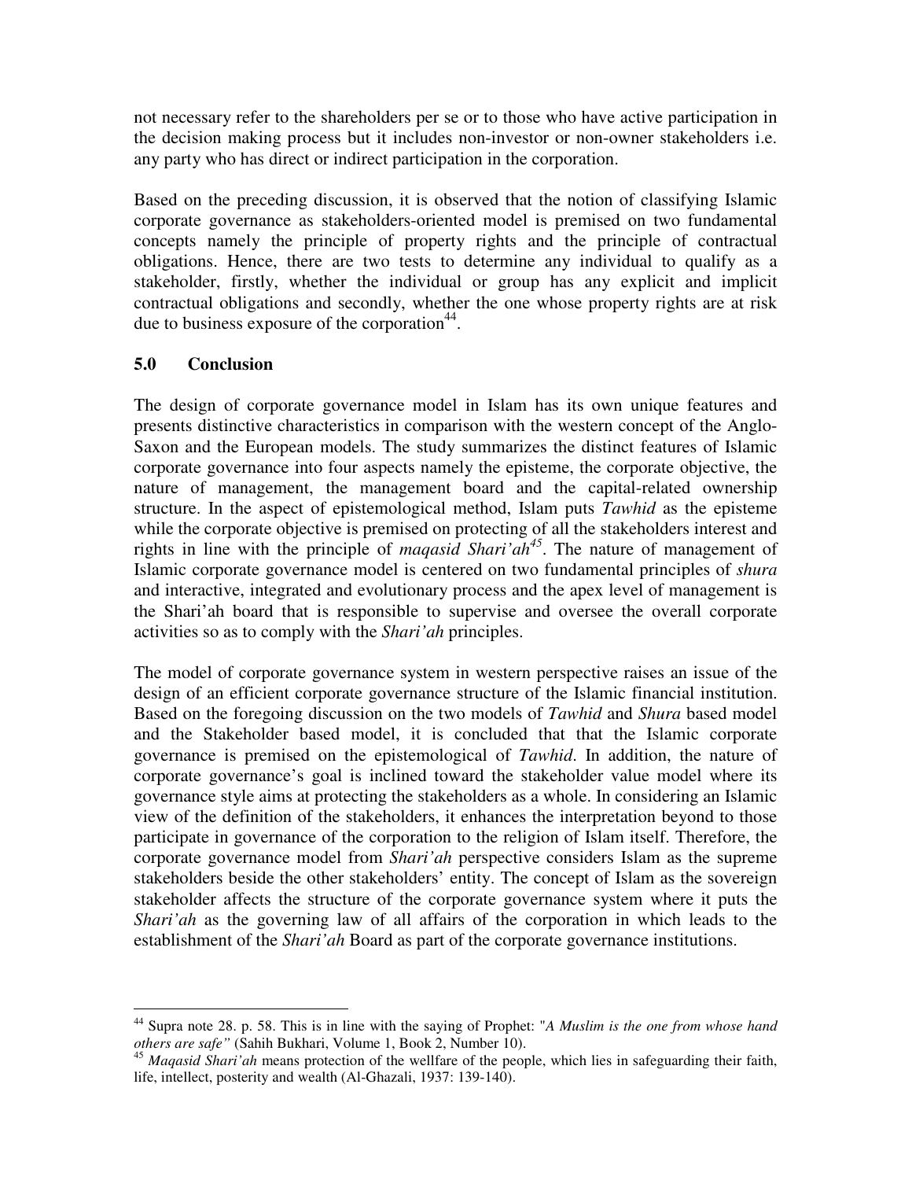not necessary refer to the shareholders per se or to those who have active participation in the decision making process but it includes non-investor or non-owner stakeholders i.e. any party who has direct or indirect participation in the corporation.

Based on the preceding discussion, it is observed that the notion of classifying Islamic corporate governance as stakeholders-oriented model is premised on two fundamental concepts namely the principle of property rights and the principle of contractual obligations. Hence, there are two tests to determine any individual to qualify as a stakeholder, firstly, whether the individual or group has any explicit and implicit contractual obligations and secondly, whether the one whose property rights are at risk due to business exposure of the corporation[44].

## 5.0 Conclusion

The design of corporate governance model in Islam has its own unique features and presents distinctive characteristics in comparison with the western concept of the Anglo-Saxon and the European models. The study summarizes the distinct features of Islamic corporate governance into four aspects namely the episteme, the corporate objective, the nature of management, the management board and the capital-related ownership structure. In the aspect of epistemological method, Islam puts *Tawhid* as the episteme while the corporate objective is premised on protecting of all the stakeholders interest and rights in line with the principle of *maqasid Shari'ah*[45]. The nature of management of Islamic corporate governance model is centered on two fundamental principles of *shura* and interactive, integrated and evolutionary process and the apex level of management is the Shari'ah board that is responsible to supervise and oversee the overall corporate activities so as to comply with the *Shari'ah* principles.

The model of corporate governance system in western perspective raises an issue of the design of an efficient corporate governance structure of the Islamic financial institution. Based on the foregoing discussion on the two models of *Tawhid* and *Shura* based model and the Stakeholder based model, it is concluded that that the Islamic corporate governance is premised on the epistemological of *Tawhid*. In addition, the nature of corporate governance's goal is inclined toward the stakeholder value model where its governance style aims at protecting the stakeholders as a whole. In considering an Islamic view of the definition of the stakeholders, it enhances the interpretation beyond to those participate in governance of the corporation to the religion of Islam itself. Therefore, the corporate governance model from *Shari'ah* perspective considers Islam as the supreme stakeholders beside the other stakeholders' entity. The concept of Islam as the sovereign stakeholder affects the structure of the corporate governance system where it puts the *Shari'ah* as the governing law of all affairs of the corporation in which leads to the establishment of the *Shari'ah* Board as part of the corporate governance institutions.

---

[44] Supra note 28. p. 58. This is in line with the saying of Prophet: "*A Muslim is the one from whose hand others are safe"* (Sahih Bukhari, Volume 1, Book 2, Number 10).

[45] *Maqasid Shari'ah* means protection of the wellfare of the people, which lies in safeguarding their faith, life, intellect, posterity and wealth (Al-Ghazali, 1937: 139-140).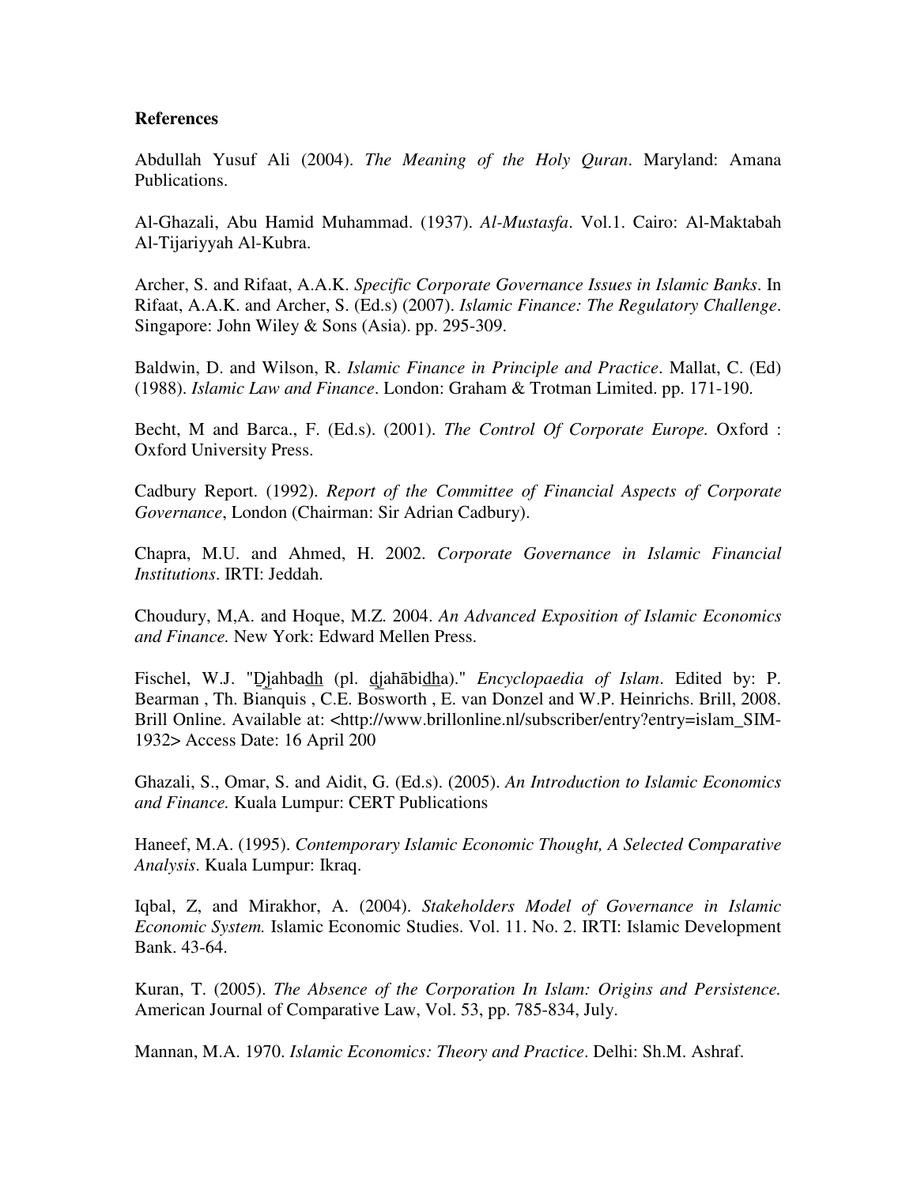**References**

Abdullah Yusuf Ali (2004). *The Meaning of the Holy Quran*. Maryland: Amana Publications.

Al-Ghazali, Abu Hamid Muhammad. (1937). *Al-Mustasfa*. Vol.1. Cairo: Al-Maktabah Al-Tijariyyah Al-Kubra.

Archer, S. and Rifaat, A.A.K. *Specific Corporate Governance Issues in Islamic Banks*. In Rifaat, A.A.K. and Archer, S. (Ed.s) (2007). *Islamic Finance: The Regulatory Challenge*. Singapore: John Wiley & Sons (Asia). pp. 295-309.

Baldwin, D. and Wilson, R. *Islamic Finance in Principle and Practice*. Mallat, C. (Ed) (1988). *Islamic Law and Finance*. London: Graham & Trotman Limited. pp. 171-190.

Becht, M and Barca., F. (Ed.s). (2001). *The Control Of Corporate Europe.* Oxford : Oxford University Press.

Cadbury Report. (1992). *Report of the Committee of Financial Aspects of Corporate Governance*, London (Chairman: Sir Adrian Cadbury).

Chapra, M.U. and Ahmed, H. 2002. *Corporate Governance in Islamic Financial Institutions*. IRTI: Jeddah.

Choudury, M,A. and Hoque, M.Z. 2004. *An Advanced Exposition of Islamic Economics and Finance.* New York: Edward Mellen Press.

Fischel, W.J. "Ḏjahbaḏh (pl. ḏjahābiḏha)." *Encyclopaedia of Islam*. Edited by: P. Bearman , Th. Bianquis , C.E. Bosworth , E. van Donzel and W.P. Heinrichs. Brill, 2008. Brill Online. Available at: <http://www.brillonline.nl/subscriber/entry?entry=islam_SIM-1932> Access Date: 16 April 200

Ghazali, S., Omar, S. and Aidit, G. (Ed.s). (2005). *An Introduction to Islamic Economics and Finance.* Kuala Lumpur: CERT Publications

Haneef, M.A. (1995). *Contemporary Islamic Economic Thought, A Selected Comparative Analysis*. Kuala Lumpur: Ikraq.

Iqbal, Z, and Mirakhor, A. (2004). *Stakeholders Model of Governance in Islamic Economic System.* Islamic Economic Studies. Vol. 11. No. 2. IRTI: Islamic Development Bank. 43-64.

Kuran, T. (2005). *The Absence of the Corporation In Islam: Origins and Persistence.* American Journal of Comparative Law, Vol. 53, pp. 785-834, July.

Mannan, M.A. 1970. *Islamic Economics: Theory and Practice*. Delhi: Sh.M. Ashraf.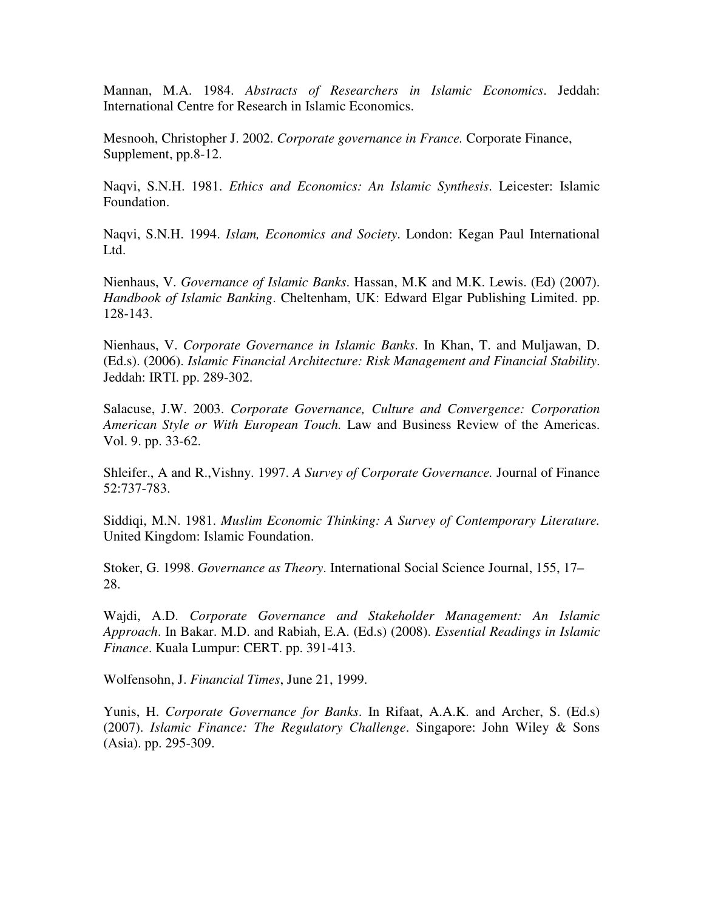Mannan, M.A. 1984. *Abstracts of Researchers in Islamic Economics*. Jeddah: International Centre for Research in Islamic Economics.

Mesnooh, Christopher J. 2002. *Corporate governance in France.* Corporate Finance, Supplement, pp.8-12.

Naqvi, S.N.H. 1981. *Ethics and Economics: An Islamic Synthesis*. Leicester: Islamic Foundation.

Naqvi, S.N.H. 1994. *Islam, Economics and Society*. London: Kegan Paul International Ltd.

Nienhaus, V. *Governance of Islamic Banks*. Hassan, M.K and M.K. Lewis. (Ed) (2007). *Handbook of Islamic Banking*. Cheltenham, UK: Edward Elgar Publishing Limited. pp. 128-143.

Nienhaus, V. *Corporate Governance in Islamic Banks*. In Khan, T. and Muljawan, D. (Ed.s). (2006). *Islamic Financial Architecture: Risk Management and Financial Stability*. Jeddah: IRTI. pp. 289-302.

Salacuse, J.W. 2003. *Corporate Governance, Culture and Convergence: Corporation American Style or With European Touch.* Law and Business Review of the Americas. Vol. 9. pp. 33-62.

Shleifer., A and R.,Vishny. 1997. *A Survey of Corporate Governance.* Journal of Finance 52:737-783.

Siddiqi, M.N. 1981. *Muslim Economic Thinking: A Survey of Contemporary Literature.* United Kingdom: Islamic Foundation.

Stoker, G. 1998. *Governance as Theory*. International Social Science Journal, 155, 17–28.

Wajdi, A.D. *Corporate Governance and Stakeholder Management: An Islamic Approach*. In Bakar. M.D. and Rabiah, E.A. (Ed.s) (2008). *Essential Readings in Islamic Finance*. Kuala Lumpur: CERT. pp. 391-413.

Wolfensohn, J. *Financial Times*, June 21, 1999.

Yunis, H. *Corporate Governance for Banks*. In Rifaat, A.A.K. and Archer, S. (Ed.s) (2007). *Islamic Finance: The Regulatory Challenge*. Singapore: John Wiley & Sons (Asia). pp. 295-309.